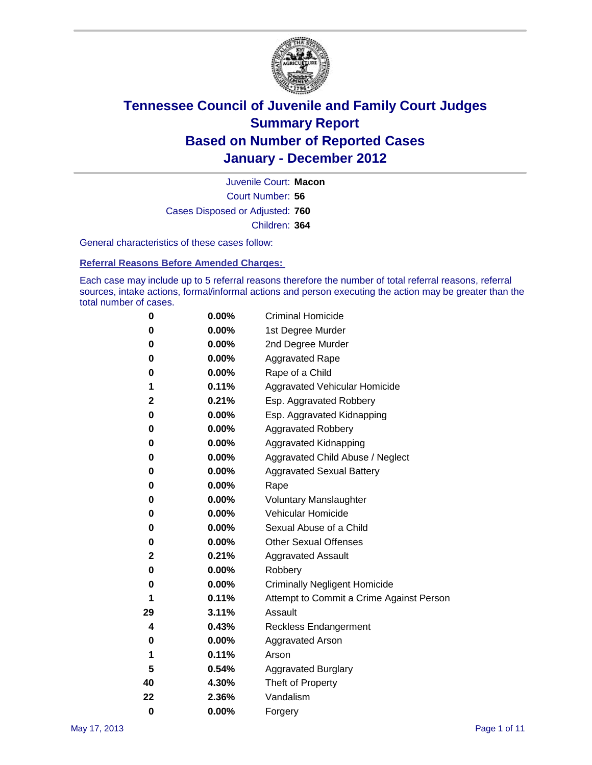# Tennessee Council of Juvenile and Family Court Judges
## Summary Report
## Based on Number of Reported Cases
## January - December 2012

Juvenile Court: **Macon**
Court Number: **56**
Cases Disposed or Adjusted: **760**
Children: **364**

General characteristics of these cases follow:

### Referral Reasons Before Amended Charges:

Each case may include up to 5 referral reasons therefore the number of total referral reasons, referral sources, intake actions, formal/informal actions and person executing the action may be greater than the total number of cases.

| Count | Percent | Referral Reason |
|---|---|---|
| 0 | 0.00% | Criminal Homicide |
| 0 | 0.00% | 1st Degree Murder |
| 0 | 0.00% | 2nd Degree Murder |
| 0 | 0.00% | Aggravated Rape |
| 0 | 0.00% | Rape of a Child |
| 1 | 0.11% | Aggravated Vehicular Homicide |
| 2 | 0.21% | Esp. Aggravated Robbery |
| 0 | 0.00% | Esp. Aggravated Kidnapping |
| 0 | 0.00% | Aggravated Robbery |
| 0 | 0.00% | Aggravated Kidnapping |
| 0 | 0.00% | Aggravated Child Abuse / Neglect |
| 0 | 0.00% | Aggravated Sexual Battery |
| 0 | 0.00% | Rape |
| 0 | 0.00% | Voluntary Manslaughter |
| 0 | 0.00% | Vehicular Homicide |
| 0 | 0.00% | Sexual Abuse of a Child |
| 0 | 0.00% | Other Sexual Offenses |
| 2 | 0.21% | Aggravated Assault |
| 0 | 0.00% | Robbery |
| 0 | 0.00% | Criminally Negligent Homicide |
| 1 | 0.11% | Attempt to Commit a Crime Against Person |
| 29 | 3.11% | Assault |
| 4 | 0.43% | Reckless Endangerment |
| 0 | 0.00% | Aggravated Arson |
| 1 | 0.11% | Arson |
| 5 | 0.54% | Aggravated Burglary |
| 40 | 4.30% | Theft of Property |
| 22 | 2.36% | Vandalism |
| 0 | 0.00% | Forgery |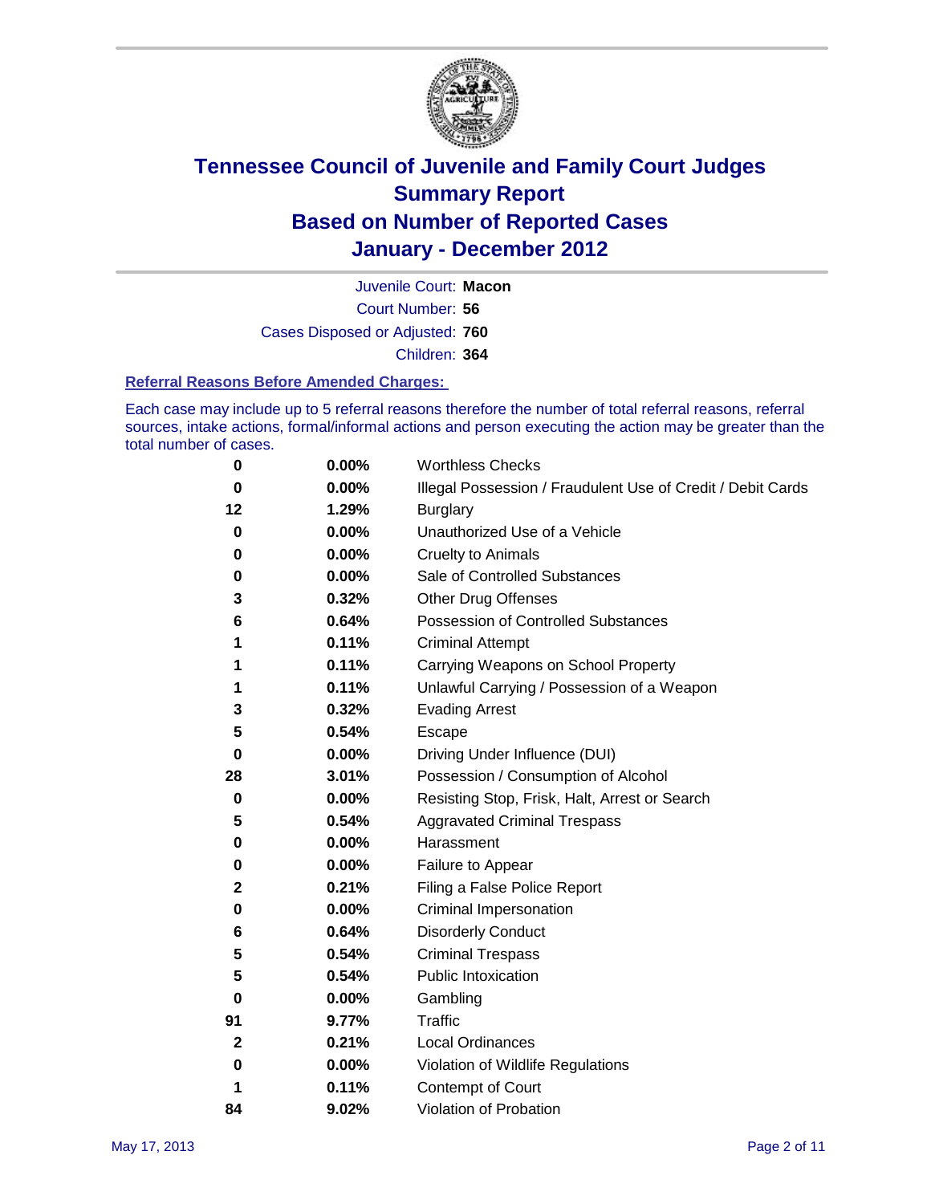# Tennessee Council of Juvenile and Family Court Judges
## Summary Report
## Based on Number of Reported Cases
## January - December 2012

Juvenile Court: **Macon**
Court Number: **56**
Cases Disposed or Adjusted: **760**
Children: **364**

### Referral Reasons Before Amended Charges:

Each case may include up to 5 referral reasons therefore the number of total referral reasons, referral sources, intake actions, formal/informal actions and person executing the action may be greater than the total number of cases.

| | | |
|---|---|---|
| 0 | 0.00% | Worthless Checks |
| 0 | 0.00% | Illegal Possession / Fraudulent Use of Credit / Debit Cards |
| 12 | 1.29% | Burglary |
| 0 | 0.00% | Unauthorized Use of a Vehicle |
| 0 | 0.00% | Cruelty to Animals |
| 0 | 0.00% | Sale of Controlled Substances |
| 3 | 0.32% | Other Drug Offenses |
| 6 | 0.64% | Possession of Controlled Substances |
| 1 | 0.11% | Criminal Attempt |
| 1 | 0.11% | Carrying Weapons on School Property |
| 1 | 0.11% | Unlawful Carrying / Possession of a Weapon |
| 3 | 0.32% | Evading Arrest |
| 5 | 0.54% | Escape |
| 0 | 0.00% | Driving Under Influence (DUI) |
| 28 | 3.01% | Possession / Consumption of Alcohol |
| 0 | 0.00% | Resisting Stop, Frisk, Halt, Arrest or Search |
| 5 | 0.54% | Aggravated Criminal Trespass |
| 0 | 0.00% | Harassment |
| 0 | 0.00% | Failure to Appear |
| 2 | 0.21% | Filing a False Police Report |
| 0 | 0.00% | Criminal Impersonation |
| 6 | 0.64% | Disorderly Conduct |
| 5 | 0.54% | Criminal Trespass |
| 5 | 0.54% | Public Intoxication |
| 0 | 0.00% | Gambling |
| 91 | 9.77% | Traffic |
| 2 | 0.21% | Local Ordinances |
| 0 | 0.00% | Violation of Wildlife Regulations |
| 1 | 0.11% | Contempt of Court |
| 84 | 9.02% | Violation of Probation |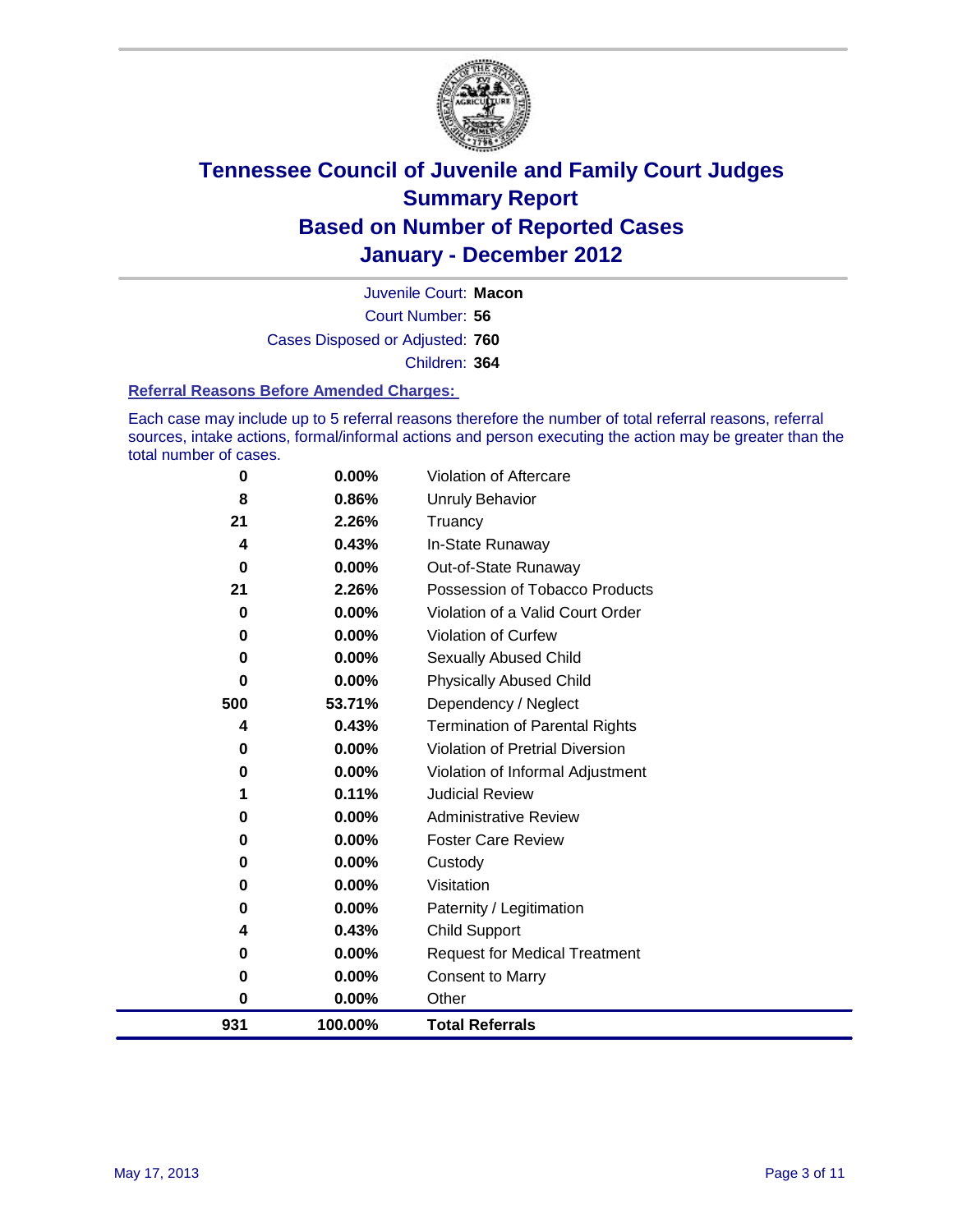# Tennessee Council of Juvenile and Family Court Judges
## Summary Report
## Based on Number of Reported Cases
## January - December 2012

Juvenile Court: **Macon**

Court Number: **56**

Cases Disposed or Adjusted: **760**

Children: **364**

### Referral Reasons Before Amended Charges:

Each case may include up to 5 referral reasons therefore the number of total referral reasons, referral sources, intake actions, formal/informal actions and person executing the action may be greater than the total number of cases.

| Count | Percent | Referral Reason |
|---|---|---|
| 0 | 0.00% | Violation of Aftercare |
| 8 | 0.86% | Unruly Behavior |
| 21 | 2.26% | Truancy |
| 4 | 0.43% | In-State Runaway |
| 0 | 0.00% | Out-of-State Runaway |
| 21 | 2.26% | Possession of Tobacco Products |
| 0 | 0.00% | Violation of a Valid Court Order |
| 0 | 0.00% | Violation of Curfew |
| 0 | 0.00% | Sexually Abused Child |
| 0 | 0.00% | Physically Abused Child |
| 500 | 53.71% | Dependency / Neglect |
| 4 | 0.43% | Termination of Parental Rights |
| 0 | 0.00% | Violation of Pretrial Diversion |
| 0 | 0.00% | Violation of Informal Adjustment |
| 1 | 0.11% | Judicial Review |
| 0 | 0.00% | Administrative Review |
| 0 | 0.00% | Foster Care Review |
| 0 | 0.00% | Custody |
| 0 | 0.00% | Visitation |
| 0 | 0.00% | Paternity / Legitimation |
| 4 | 0.43% | Child Support |
| 0 | 0.00% | Request for Medical Treatment |
| 0 | 0.00% | Consent to Marry |
| 0 | 0.00% | Other |
| **931** | **100.00%** | **Total Referrals** |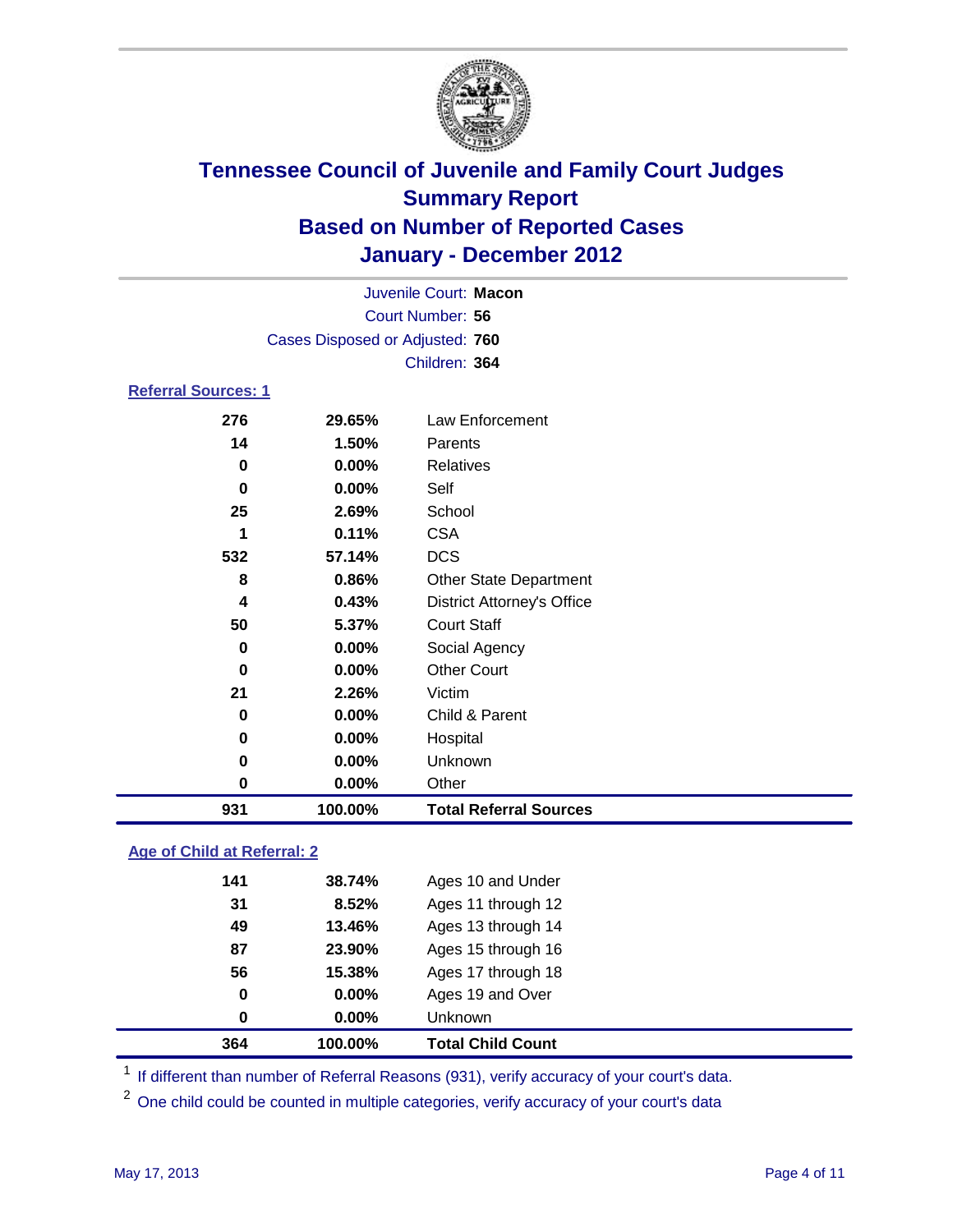# Tennessee Council of Juvenile and Family Court Judges
## Summary Report
## Based on Number of Reported Cases
## January - December 2012

Juvenile Court: **Macon**
Court Number: **56**
Cases Disposed or Adjusted: **760**
Children: **364**

### Referral Sources: 1

| Count | Percent | Source |
|---|---|---|
| 276 | 29.65% | Law Enforcement |
| 14 | 1.50% | Parents |
| 0 | 0.00% | Relatives |
| 0 | 0.00% | Self |
| 25 | 2.69% | School |
| 1 | 0.11% | CSA |
| 532 | 57.14% | DCS |
| 8 | 0.86% | Other State Department |
| 4 | 0.43% | District Attorney's Office |
| 50 | 5.37% | Court Staff |
| 0 | 0.00% | Social Agency |
| 0 | 0.00% | Other Court |
| 21 | 2.26% | Victim |
| 0 | 0.00% | Child & Parent |
| 0 | 0.00% | Hospital |
| 0 | 0.00% | Unknown |
| 0 | 0.00% | Other |
| **931** | **100.00%** | **Total Referral Sources** |

### Age of Child at Referral: 2

| Count | Percent | Age |
|---|---|---|
| 141 | 38.74% | Ages 10 and Under |
| 31 | 8.52% | Ages 11 through 12 |
| 49 | 13.46% | Ages 13 through 14 |
| 87 | 23.90% | Ages 15 through 16 |
| 56 | 15.38% | Ages 17 through 18 |
| 0 | 0.00% | Ages 19 and Over |
| 0 | 0.00% | Unknown |
| **364** | **100.00%** | **Total Child Count** |

[1] If different than number of Referral Reasons (931), verify accuracy of your court's data.

[2] One child could be counted in multiple categories, verify accuracy of your court's data

May 17, 2013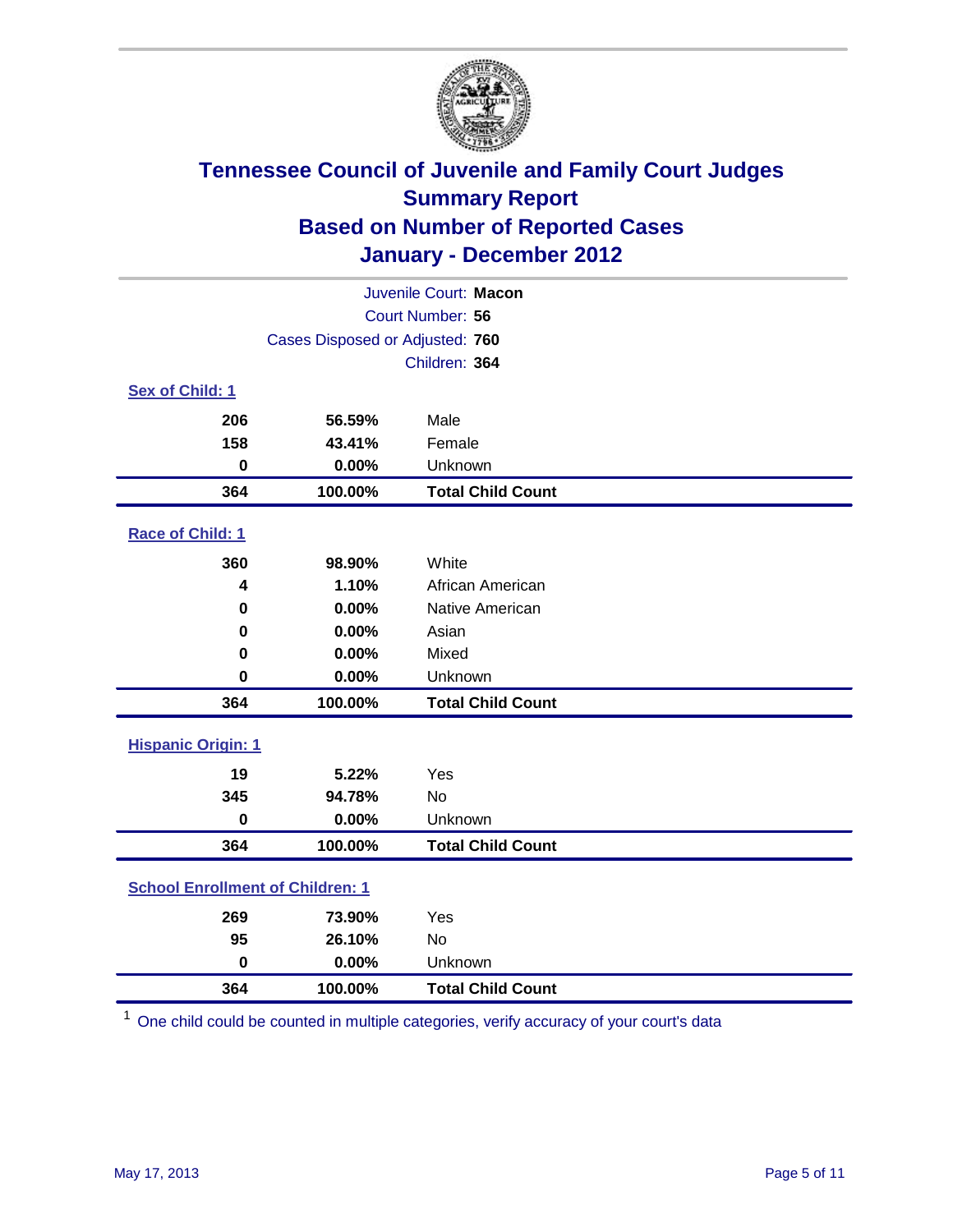# Tennessee Council of Juvenile and Family Court Judges
## Summary Report
## Based on Number of Reported Cases
## January - December 2012

Juvenile Court: **Macon**
Court Number: **56**
Cases Disposed or Adjusted: **760**
Children: **364**

### Sex of Child: 1

| | | |
|---|---|---|
| **206** | **56.59%** | Male |
| **158** | **43.41%** | Female |
| **0** | **0.00%** | Unknown |
| **364** | **100.00%** | **Total Child Count** |

### Race of Child: 1

| | | |
|---|---|---|
| **360** | **98.90%** | White |
| **4** | **1.10%** | African American |
| **0** | **0.00%** | Native American |
| **0** | **0.00%** | Asian |
| **0** | **0.00%** | Mixed |
| **0** | **0.00%** | Unknown |
| **364** | **100.00%** | **Total Child Count** |

### Hispanic Origin: 1

| | | |
|---|---|---|
| **19** | **5.22%** | Yes |
| **345** | **94.78%** | No |
| **0** | **0.00%** | Unknown |
| **364** | **100.00%** | **Total Child Count** |

### School Enrollment of Children: 1

| | | |
|---|---|---|
| **269** | **73.90%** | Yes |
| **95** | **26.10%** | No |
| **0** | **0.00%** | Unknown |
| **364** | **100.00%** | **Total Child Count** |

[1] One child could be counted in multiple categories, verify accuracy of your court's data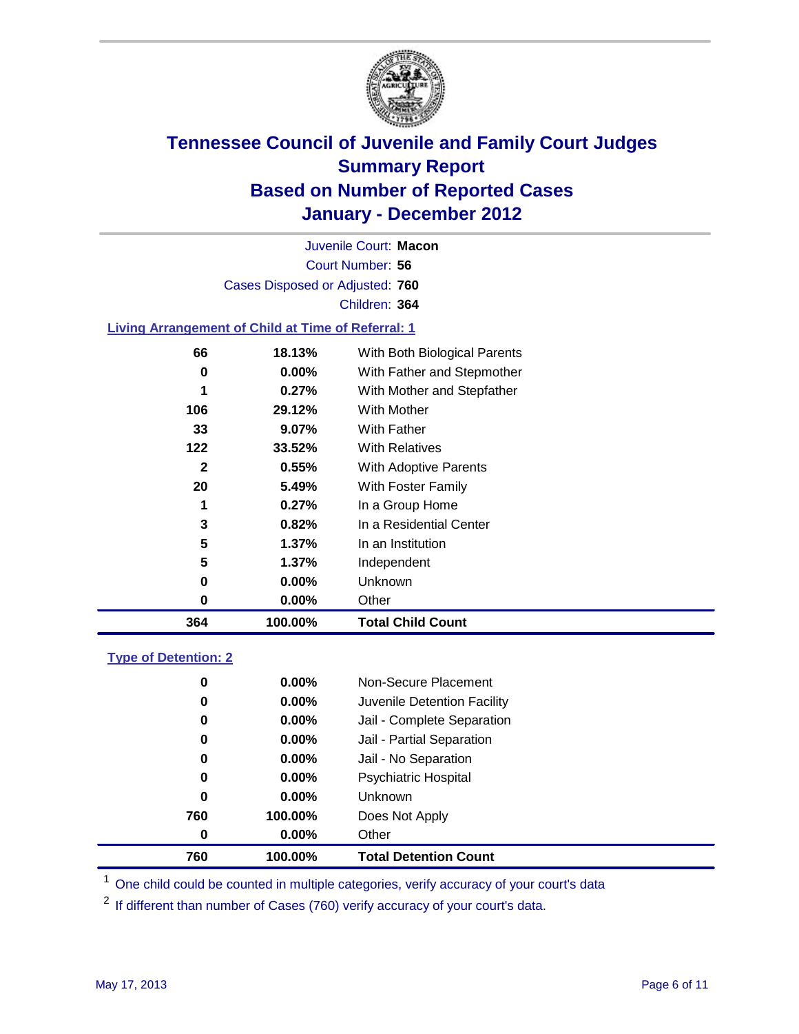# Tennessee Council of Juvenile and Family Court Judges
## Summary Report
## Based on Number of Reported Cases
## January - December 2012

Juvenile Court: **Macon**
Court Number: **56**
Cases Disposed or Adjusted: **760**
Children: **364**

### Living Arrangement of Child at Time of Referral: 1

| Count | Percent | Category |
|---|---|---|
| 66 | 18.13% | With Both Biological Parents |
| 0 | 0.00% | With Father and Stepmother |
| 1 | 0.27% | With Mother and Stepfather |
| 106 | 29.12% | With Mother |
| 33 | 9.07% | With Father |
| 122 | 33.52% | With Relatives |
| 2 | 0.55% | With Adoptive Parents |
| 20 | 5.49% | With Foster Family |
| 1 | 0.27% | In a Group Home |
| 3 | 0.82% | In a Residential Center |
| 5 | 1.37% | In an Institution |
| 5 | 1.37% | Independent |
| 0 | 0.00% | Unknown |
| 0 | 0.00% | Other |
| **364** | **100.00%** | **Total Child Count** |

### Type of Detention: 2

| Count | Percent | Category |
|---|---|---|
| 0 | 0.00% | Non-Secure Placement |
| 0 | 0.00% | Juvenile Detention Facility |
| 0 | 0.00% | Jail - Complete Separation |
| 0 | 0.00% | Jail - Partial Separation |
| 0 | 0.00% | Jail - No Separation |
| 0 | 0.00% | Psychiatric Hospital |
| 0 | 0.00% | Unknown |
| 760 | 100.00% | Does Not Apply |
| 0 | 0.00% | Other |
| **760** | **100.00%** | **Total Detention Count** |

[1] One child could be counted in multiple categories, verify accuracy of your court's data

[2] If different than number of Cases (760) verify accuracy of your court's data.

May 17, 2013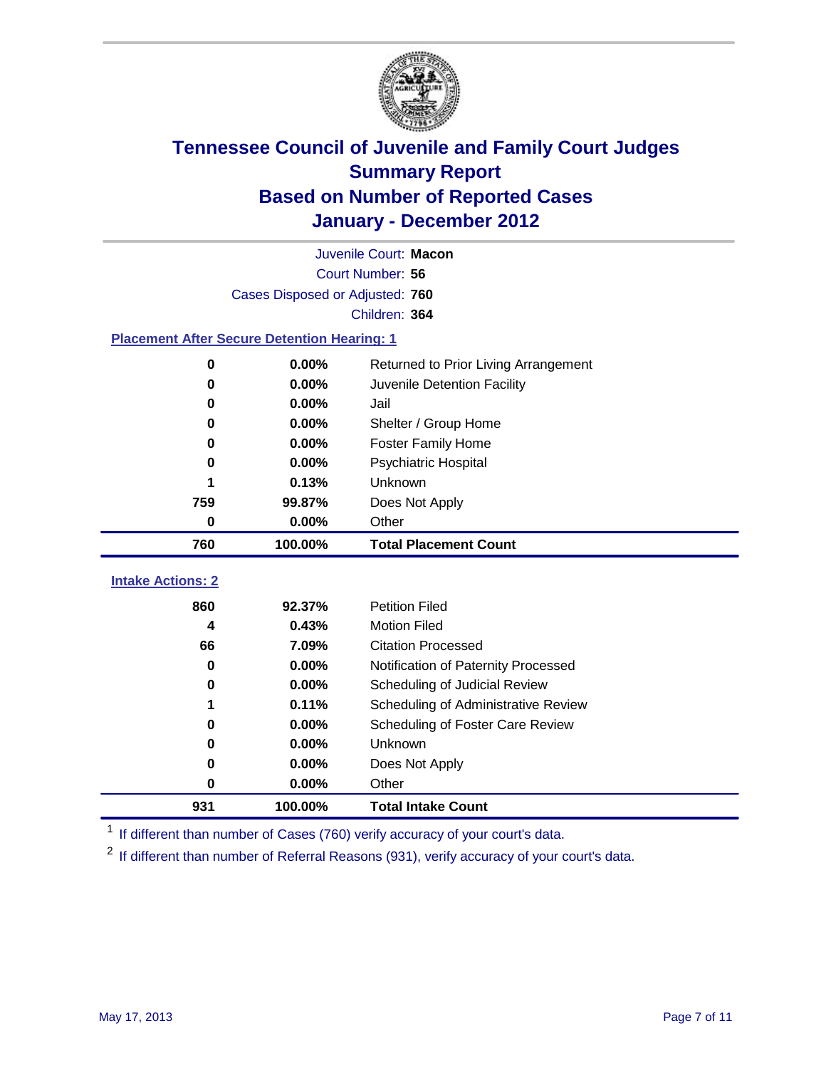# Tennessee Council of Juvenile and Family Court Judges
## Summary Report
## Based on Number of Reported Cases
## January - December 2012

Juvenile Court: **Macon**
Court Number: **56**
Cases Disposed or Adjusted: **760**
Children: **364**

### Placement After Secure Detention Hearing: 1

| Count | Percent | Placement |
|---|---|---|
| 0 | 0.00% | Returned to Prior Living Arrangement |
| 0 | 0.00% | Juvenile Detention Facility |
| 0 | 0.00% | Jail |
| 0 | 0.00% | Shelter / Group Home |
| 0 | 0.00% | Foster Family Home |
| 0 | 0.00% | Psychiatric Hospital |
| 1 | 0.13% | Unknown |
| 759 | 99.87% | Does Not Apply |
| 0 | 0.00% | Other |
| **760** | **100.00%** | **Total Placement Count** |

### Intake Actions: 2

| Count | Percent | Intake Action |
|---|---|---|
| 860 | 92.37% | Petition Filed |
| 4 | 0.43% | Motion Filed |
| 66 | 7.09% | Citation Processed |
| 0 | 0.00% | Notification of Paternity Processed |
| 0 | 0.00% | Scheduling of Judicial Review |
| 1 | 0.11% | Scheduling of Administrative Review |
| 0 | 0.00% | Scheduling of Foster Care Review |
| 0 | 0.00% | Unknown |
| 0 | 0.00% | Does Not Apply |
| 0 | 0.00% | Other |
| **931** | **100.00%** | **Total Intake Count** |

[1] If different than number of Cases (760) verify accuracy of your court's data.

[2] If different than number of Referral Reasons (931), verify accuracy of your court's data.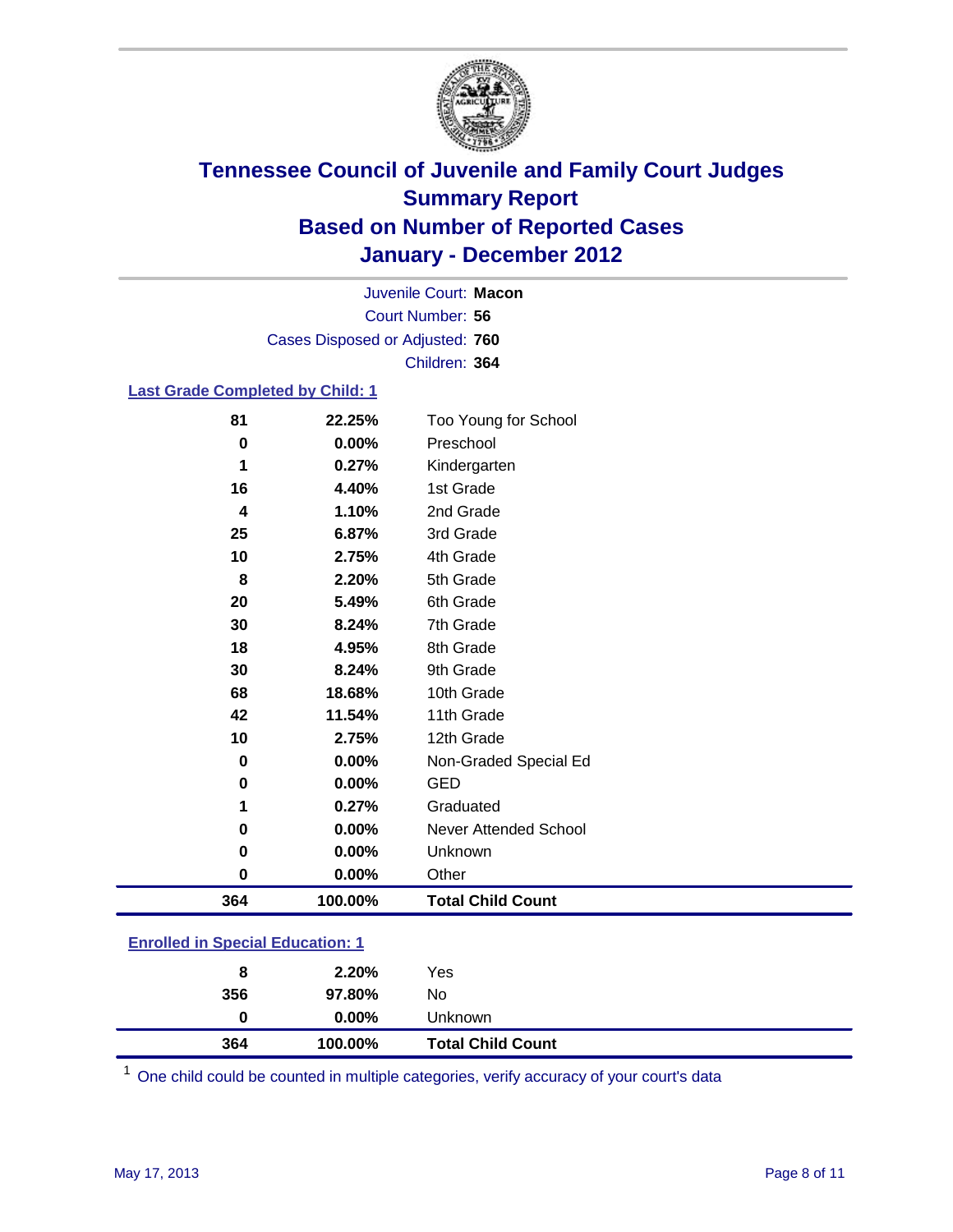# Tennessee Council of Juvenile and Family Court Judges
## Summary Report
## Based on Number of Reported Cases
## January - December 2012

Juvenile Court: **Macon**
Court Number: **56**
Cases Disposed or Adjusted: **760**
Children: **364**

### Last Grade Completed by Child: 1

| Count | Percent | Category |
|---|---|---|
| 81 | 22.25% | Too Young for School |
| 0 | 0.00% | Preschool |
| 1 | 0.27% | Kindergarten |
| 16 | 4.40% | 1st Grade |
| 4 | 1.10% | 2nd Grade |
| 25 | 6.87% | 3rd Grade |
| 10 | 2.75% | 4th Grade |
| 8 | 2.20% | 5th Grade |
| 20 | 5.49% | 6th Grade |
| 30 | 8.24% | 7th Grade |
| 18 | 4.95% | 8th Grade |
| 30 | 8.24% | 9th Grade |
| 68 | 18.68% | 10th Grade |
| 42 | 11.54% | 11th Grade |
| 10 | 2.75% | 12th Grade |
| 0 | 0.00% | Non-Graded Special Ed |
| 0 | 0.00% | GED |
| 1 | 0.27% | Graduated |
| 0 | 0.00% | Never Attended School |
| 0 | 0.00% | Unknown |
| 0 | 0.00% | Other |
| **364** | **100.00%** | **Total Child Count** |

### Enrolled in Special Education: 1

| Count | Percent | Category |
|---|---|---|
| 8 | 2.20% | Yes |
| 356 | 97.80% | No |
| 0 | 0.00% | Unknown |
| **364** | **100.00%** | **Total Child Count** |

[1] One child could be counted in multiple categories, verify accuracy of your court's data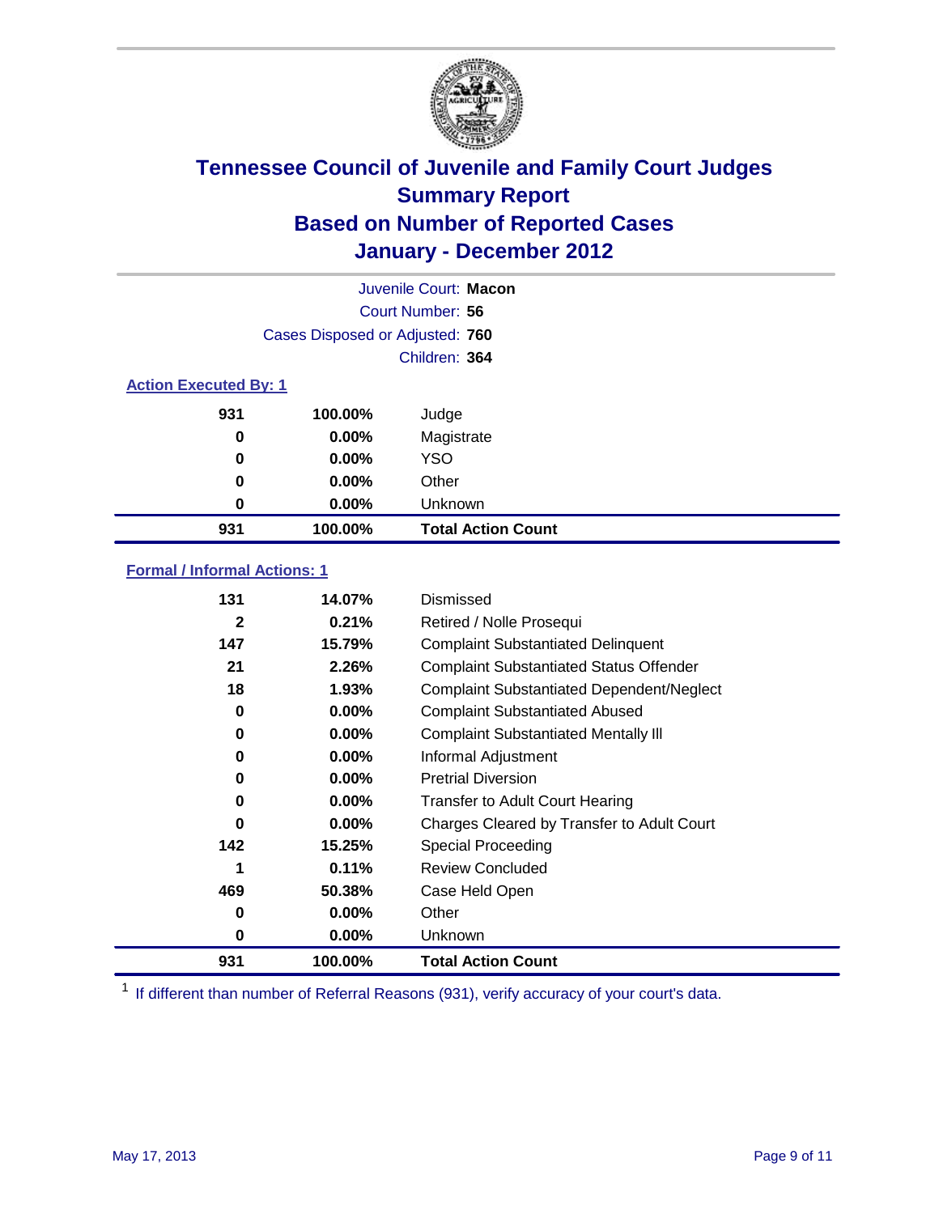# Tennessee Council of Juvenile and Family Court Judges
## Summary Report
## Based on Number of Reported Cases
## January - December 2012

Juvenile Court: **Macon**

Court Number: **56**

Cases Disposed or Adjusted: **760**

Children: **364**

### Action Executed By: 1

| | | |
|---|---|---|
| 931 | 100.00% | Judge |
| 0 | 0.00% | Magistrate |
| 0 | 0.00% | YSO |
| 0 | 0.00% | Other |
| 0 | 0.00% | Unknown |
| **931** | **100.00%** | **Total Action Count** |

### Formal / Informal Actions: 1

| | | |
|---|---|---|
| 131 | 14.07% | Dismissed |
| 2 | 0.21% | Retired / Nolle Prosequi |
| 147 | 15.79% | Complaint Substantiated Delinquent |
| 21 | 2.26% | Complaint Substantiated Status Offender |
| 18 | 1.93% | Complaint Substantiated Dependent/Neglect |
| 0 | 0.00% | Complaint Substantiated Abused |
| 0 | 0.00% | Complaint Substantiated Mentally Ill |
| 0 | 0.00% | Informal Adjustment |
| 0 | 0.00% | Pretrial Diversion |
| 0 | 0.00% | Transfer to Adult Court Hearing |
| 0 | 0.00% | Charges Cleared by Transfer to Adult Court |
| 142 | 15.25% | Special Proceeding |
| 1 | 0.11% | Review Concluded |
| 469 | 50.38% | Case Held Open |
| 0 | 0.00% | Other |
| 0 | 0.00% | Unknown |
| **931** | **100.00%** | **Total Action Count** |

[1] If different than number of Referral Reasons (931), verify accuracy of your court's data.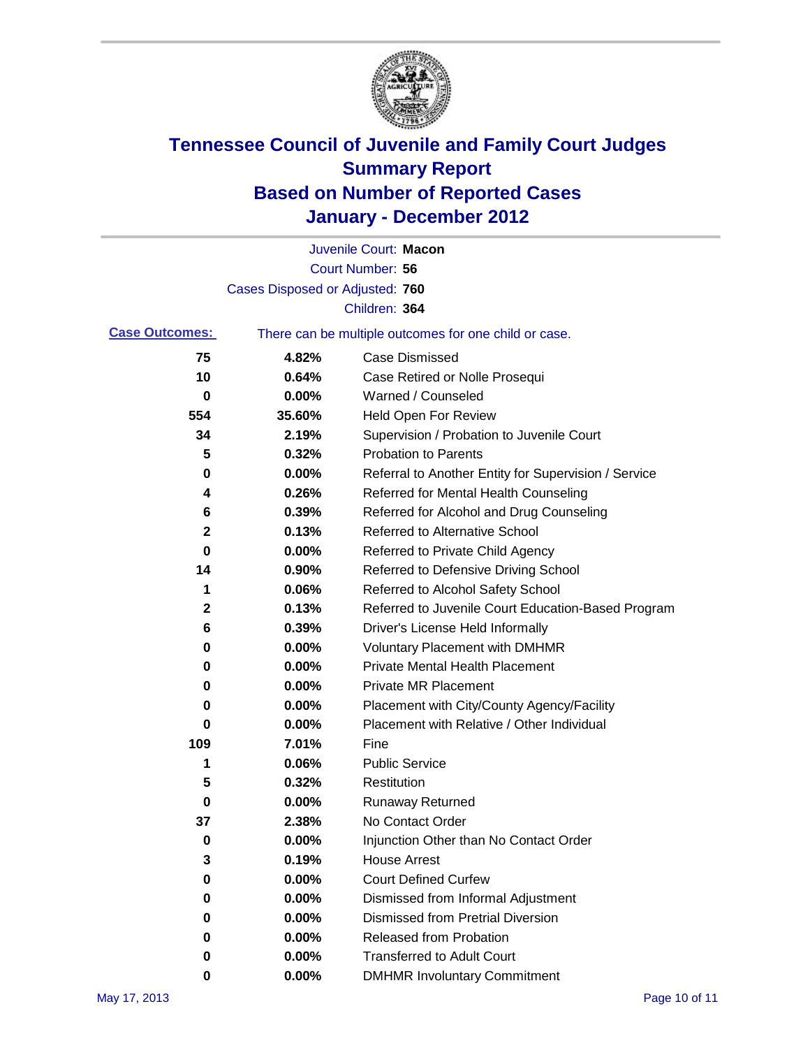# Tennessee Council of Juvenile and Family Court Judges
## Summary Report
## Based on Number of Reported Cases
## January - December 2012

Juvenile Court: **Macon**
Court Number: **56**
Cases Disposed or Adjusted: **760**
Children: **364**

**Case Outcomes:** There can be multiple outcomes for one child or case.

| Count | Percent | Outcome |
|---|---|---|
| 75 | 4.82% | Case Dismissed |
| 10 | 0.64% | Case Retired or Nolle Prosequi |
| 0 | 0.00% | Warned / Counseled |
| 554 | 35.60% | Held Open For Review |
| 34 | 2.19% | Supervision / Probation to Juvenile Court |
| 5 | 0.32% | Probation to Parents |
| 0 | 0.00% | Referral to Another Entity for Supervision / Service |
| 4 | 0.26% | Referred for Mental Health Counseling |
| 6 | 0.39% | Referred for Alcohol and Drug Counseling |
| 2 | 0.13% | Referred to Alternative School |
| 0 | 0.00% | Referred to Private Child Agency |
| 14 | 0.90% | Referred to Defensive Driving School |
| 1 | 0.06% | Referred to Alcohol Safety School |
| 2 | 0.13% | Referred to Juvenile Court Education-Based Program |
| 6 | 0.39% | Driver's License Held Informally |
| 0 | 0.00% | Voluntary Placement with DMHMR |
| 0 | 0.00% | Private Mental Health Placement |
| 0 | 0.00% | Private MR Placement |
| 0 | 0.00% | Placement with City/County Agency/Facility |
| 0 | 0.00% | Placement with Relative / Other Individual |
| 109 | 7.01% | Fine |
| 1 | 0.06% | Public Service |
| 5 | 0.32% | Restitution |
| 0 | 0.00% | Runaway Returned |
| 37 | 2.38% | No Contact Order |
| 0 | 0.00% | Injunction Other than No Contact Order |
| 3 | 0.19% | House Arrest |
| 0 | 0.00% | Court Defined Curfew |
| 0 | 0.00% | Dismissed from Informal Adjustment |
| 0 | 0.00% | Dismissed from Pretrial Diversion |
| 0 | 0.00% | Released from Probation |
| 0 | 0.00% | Transferred to Adult Court |
| 0 | 0.00% | DMHMR Involuntary Commitment |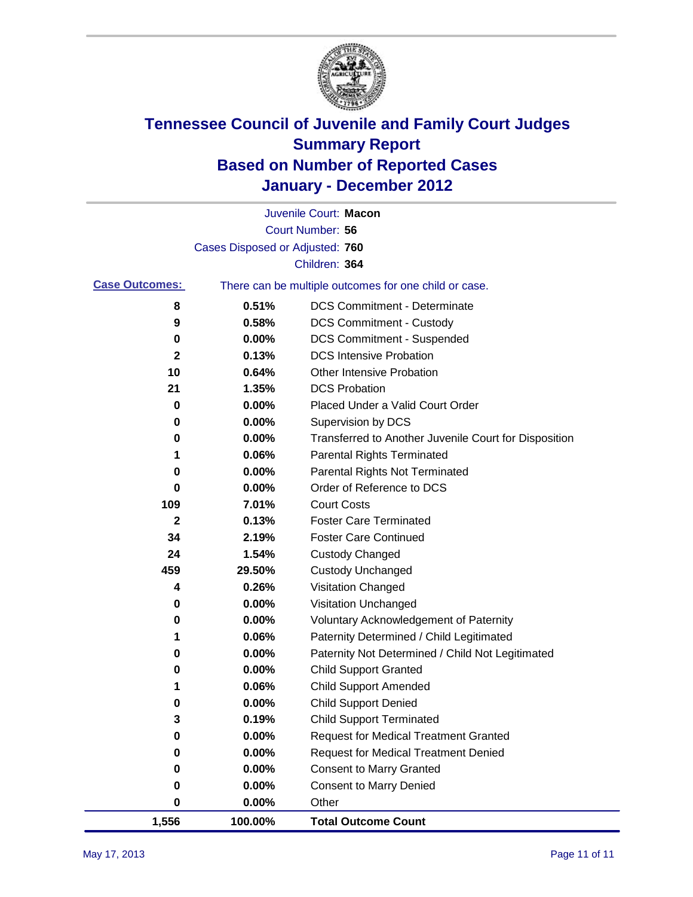# Tennessee Council of Juvenile and Family Court Judges
## Summary Report
## Based on Number of Reported Cases
## January - December 2012

Juvenile Court: **Macon**

Court Number: **56**

Cases Disposed or Adjusted: **760**

Children: **364**

**Case Outcomes:** There can be multiple outcomes for one child or case.

| | | |
|---|---|---|
| 8 | 0.51% | DCS Commitment - Determinate |
| 9 | 0.58% | DCS Commitment - Custody |
| 0 | 0.00% | DCS Commitment - Suspended |
| 2 | 0.13% | DCS Intensive Probation |
| 10 | 0.64% | Other Intensive Probation |
| 21 | 1.35% | DCS Probation |
| 0 | 0.00% | Placed Under a Valid Court Order |
| 0 | 0.00% | Supervision by DCS |
| 0 | 0.00% | Transferred to Another Juvenile Court for Disposition |
| 1 | 0.06% | Parental Rights Terminated |
| 0 | 0.00% | Parental Rights Not Terminated |
| 0 | 0.00% | Order of Reference to DCS |
| 109 | 7.01% | Court Costs |
| 2 | 0.13% | Foster Care Terminated |
| 34 | 2.19% | Foster Care Continued |
| 24 | 1.54% | Custody Changed |
| 459 | 29.50% | Custody Unchanged |
| 4 | 0.26% | Visitation Changed |
| 0 | 0.00% | Visitation Unchanged |
| 0 | 0.00% | Voluntary Acknowledgement of Paternity |
| 1 | 0.06% | Paternity Determined / Child Legitimated |
| 0 | 0.00% | Paternity Not Determined / Child Not Legitimated |
| 0 | 0.00% | Child Support Granted |
| 1 | 0.06% | Child Support Amended |
| 0 | 0.00% | Child Support Denied |
| 3 | 0.19% | Child Support Terminated |
| 0 | 0.00% | Request for Medical Treatment Granted |
| 0 | 0.00% | Request for Medical Treatment Denied |
| 0 | 0.00% | Consent to Marry Granted |
| 0 | 0.00% | Consent to Marry Denied |
| 0 | 0.00% | Other |
| **1,556** | **100.00%** | **Total Outcome Count** |